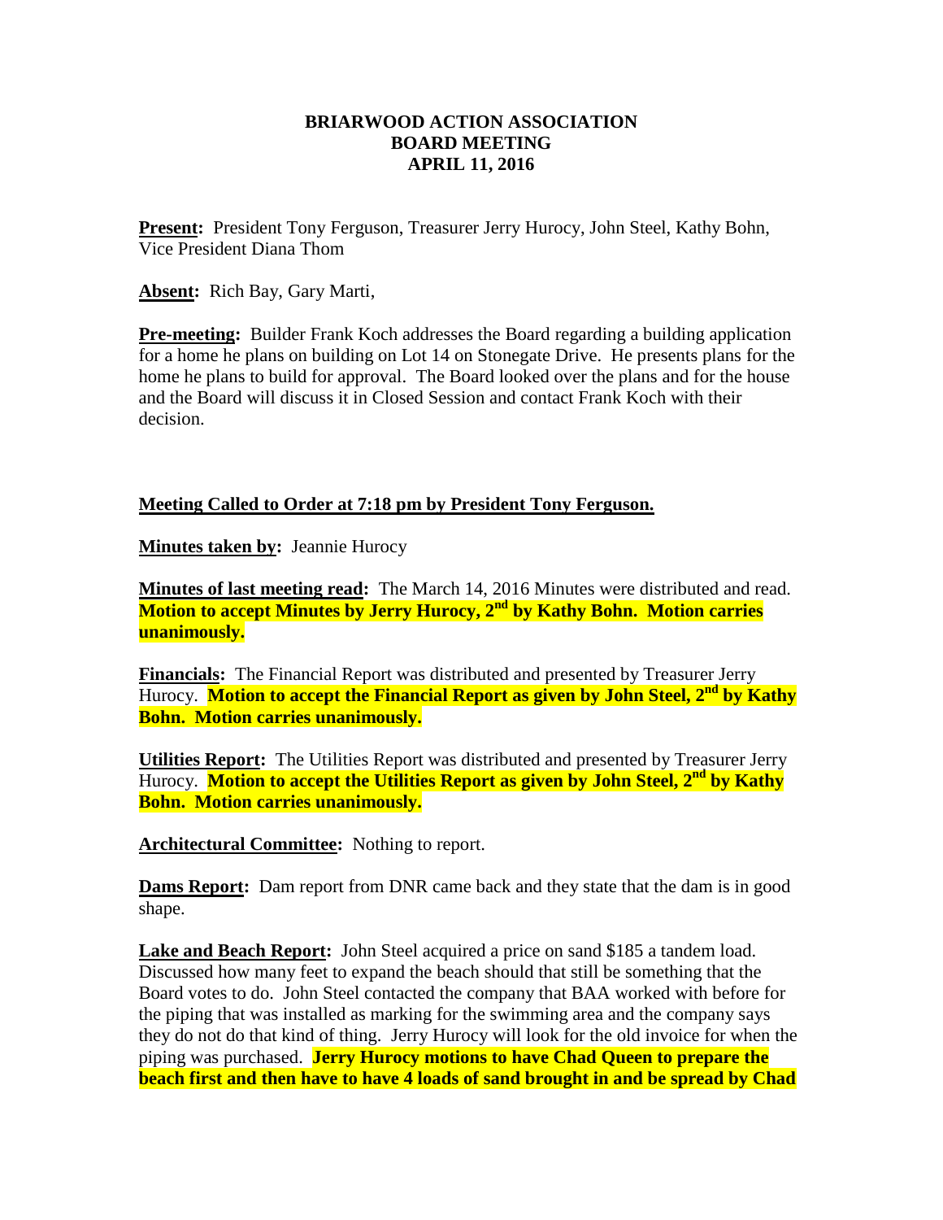**BRIARWOOD ACTION ASSOCIATION**
**BOARD MEETING**
**APRIL 11, 2016**

**Present:** President Tony Ferguson, Treasurer Jerry Hurocy, John Steel, Kathy Bohn, Vice President Diana Thom

**Absent:** Rich Bay, Gary Marti,

**Pre-meeting:** Builder Frank Koch addresses the Board regarding a building application for a home he plans on building on Lot 14 on Stonegate Drive. He presents plans for the home he plans to build for approval. The Board looked over the plans and for the house and the Board will discuss it in Closed Session and contact Frank Koch with their decision.

**Meeting Called to Order at 7:18 pm by President Tony Ferguson.**

**Minutes taken by:** Jeannie Hurocy

**Minutes of last meeting read:** The March 14, 2016 Minutes were distributed and read. **Motion to accept Minutes by Jerry Hurocy, 2nd by Kathy Bohn. Motion carries unanimously.**

**Financials:** The Financial Report was distributed and presented by Treasurer Jerry Hurocy. **Motion to accept the Financial Report as given by John Steel, 2nd by Kathy Bohn. Motion carries unanimously.**

**Utilities Report:** The Utilities Report was distributed and presented by Treasurer Jerry Hurocy. **Motion to accept the Utilities Report as given by John Steel, 2nd by Kathy Bohn. Motion carries unanimously.**

**Architectural Committee:** Nothing to report.

**Dams Report:** Dam report from DNR came back and they state that the dam is in good shape.

**Lake and Beach Report:** John Steel acquired a price on sand $185 a tandem load. Discussed how many feet to expand the beach should that still be something that the Board votes to do. John Steel contacted the company that BAA worked with before for the piping that was installed as marking for the swimming area and the company says they do not do that kind of thing. Jerry Hurocy will look for the old invoice for when the piping was purchased. **Jerry Hurocy motions to have Chad Queen to prepare the beach first and then have to have 4 loads of sand brought in and be spread by Chad**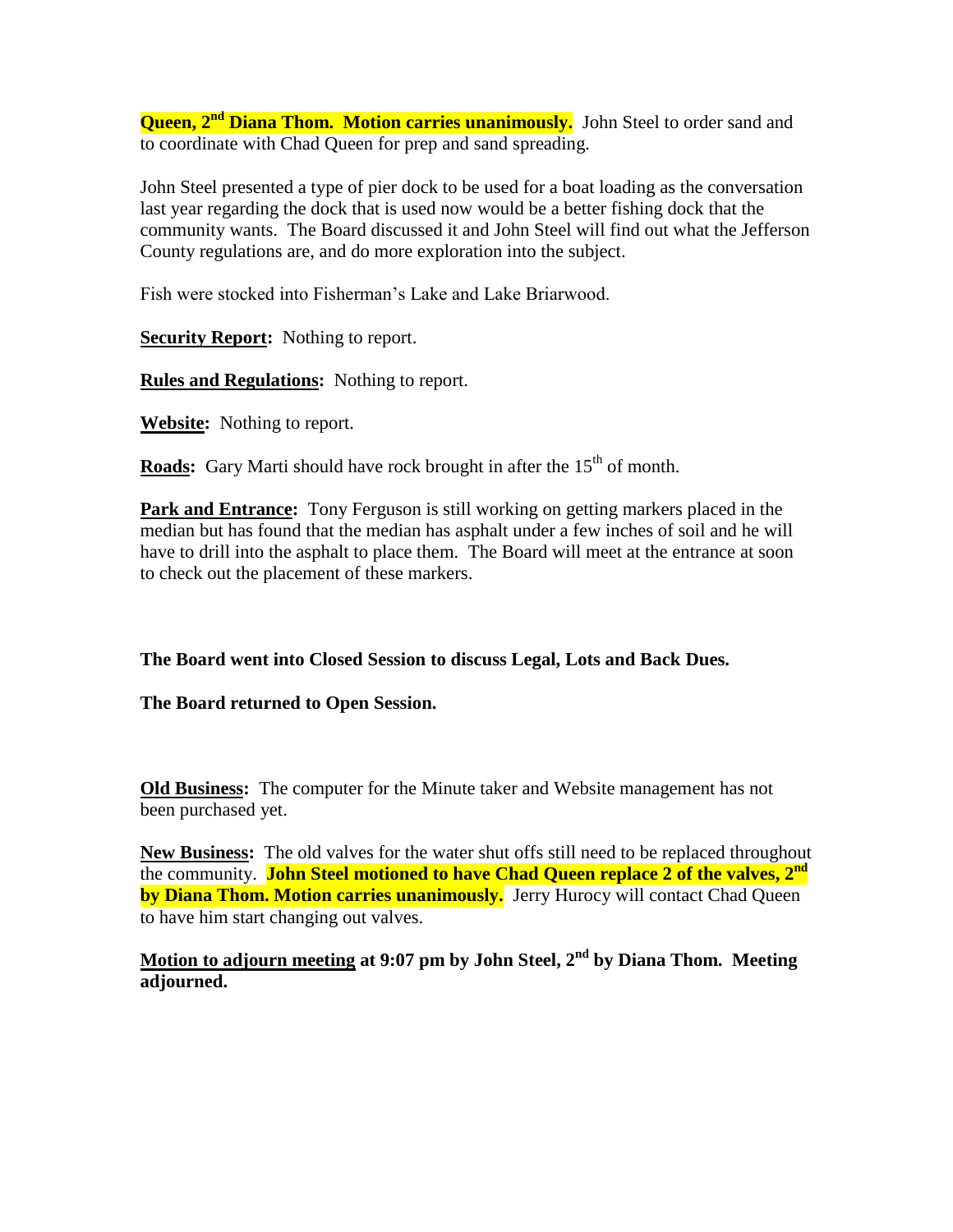**Queen, 2nd Diana Thom. Motion carries unanimously.** John Steel to order sand and to coordinate with Chad Queen for prep and sand spreading.

John Steel presented a type of pier dock to be used for a boat loading as the conversation last year regarding the dock that is used now would be a better fishing dock that the community wants. The Board discussed it and John Steel will find out what the Jefferson County regulations are, and do more exploration into the subject.

Fish were stocked into Fisherman's Lake and Lake Briarwood.

**Security Report:** Nothing to report.

**Rules and Regulations:** Nothing to report.

**Website:** Nothing to report.

**Roads:** Gary Marti should have rock brought in after the 15th of month.

**Park and Entrance:** Tony Ferguson is still working on getting markers placed in the median but has found that the median has asphalt under a few inches of soil and he will have to drill into the asphalt to place them. The Board will meet at the entrance at soon to check out the placement of these markers.

**The Board went into Closed Session to discuss Legal, Lots and Back Dues.**

**The Board returned to Open Session.**

**Old Business:** The computer for the Minute taker and Website management has not been purchased yet.

**New Business:** The old valves for the water shut offs still need to be replaced throughout the community. **John Steel motioned to have Chad Queen replace 2 of the valves, 2nd by Diana Thom. Motion carries unanimously.** Jerry Hurocy will contact Chad Queen to have him start changing out valves.

**Motion to adjourn meeting at 9:07 pm by John Steel, 2nd by Diana Thom. Meeting adjourned.**